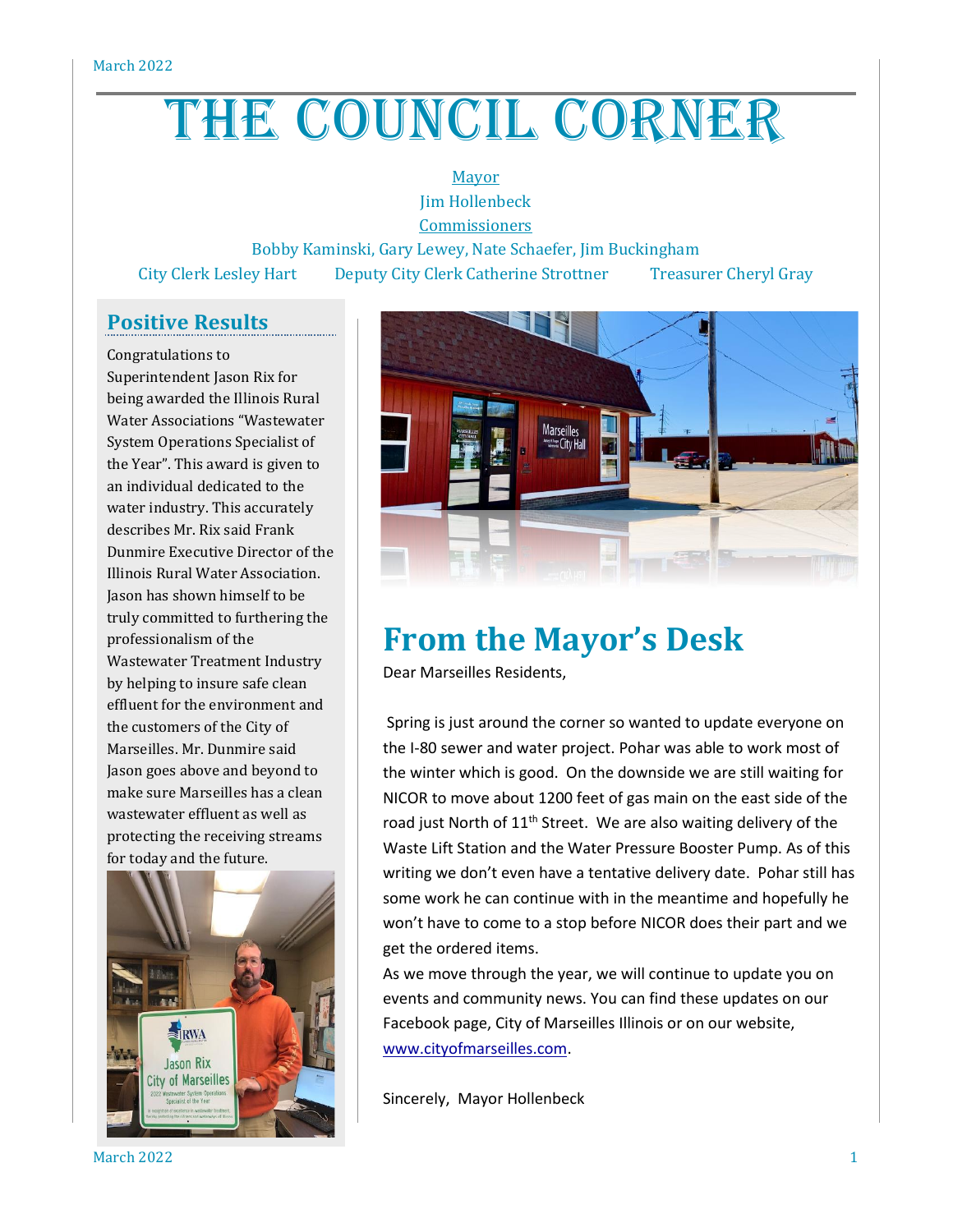# THE COUNCIL CORNER

Mayor
Jim Hollenbeck
Commissioners
Bobby Kaminski, Gary Lewey, Nate Schaefer, Jim Buckingham
City Clerk Lesley Hart   Deputy City Clerk Catherine Strottner   Treasurer Cheryl Gray

## Positive Results

Congratulations to Superintendent Jason Rix for being awarded the Illinois Rural Water Associations "Wastewater System Operations Specialist of the Year". This award is given to an individual dedicated to the water industry. This accurately describes Mr. Rix said Frank Dunmire Executive Director of the Illinois Rural Water Association. Jason has shown himself to be truly committed to furthering the professionalism of the Wastewater Treatment Industry by helping to insure safe clean effluent for the environment and the customers of the City of Marseilles. Mr. Dunmire said Jason goes above and beyond to make sure Marseilles has a clean wastewater effluent as well as protecting the receiving streams for today and the future.

## From the Mayor's Desk

Dear Marseilles Residents,

Spring is just around the corner so wanted to update everyone on the I-80 sewer and water project. Pohar was able to work most of the winter which is good. On the downside we are still waiting for NICOR to move about 1200 feet of gas main on the east side of the road just North of 11th Street. We are also waiting delivery of the Waste Lift Station and the Water Pressure Booster Pump. As of this writing we don't even have a tentative delivery date. Pohar still has some work he can continue with in the meantime and hopefully he won't have to come to a stop before NICOR does their part and we get the ordered items.

As we move through the year, we will continue to update you on events and community news. You can find these updates on our Facebook page, City of Marseilles Illinois or on our website, www.cityofmarseilles.com.

Sincerely, Mayor Hollenbeck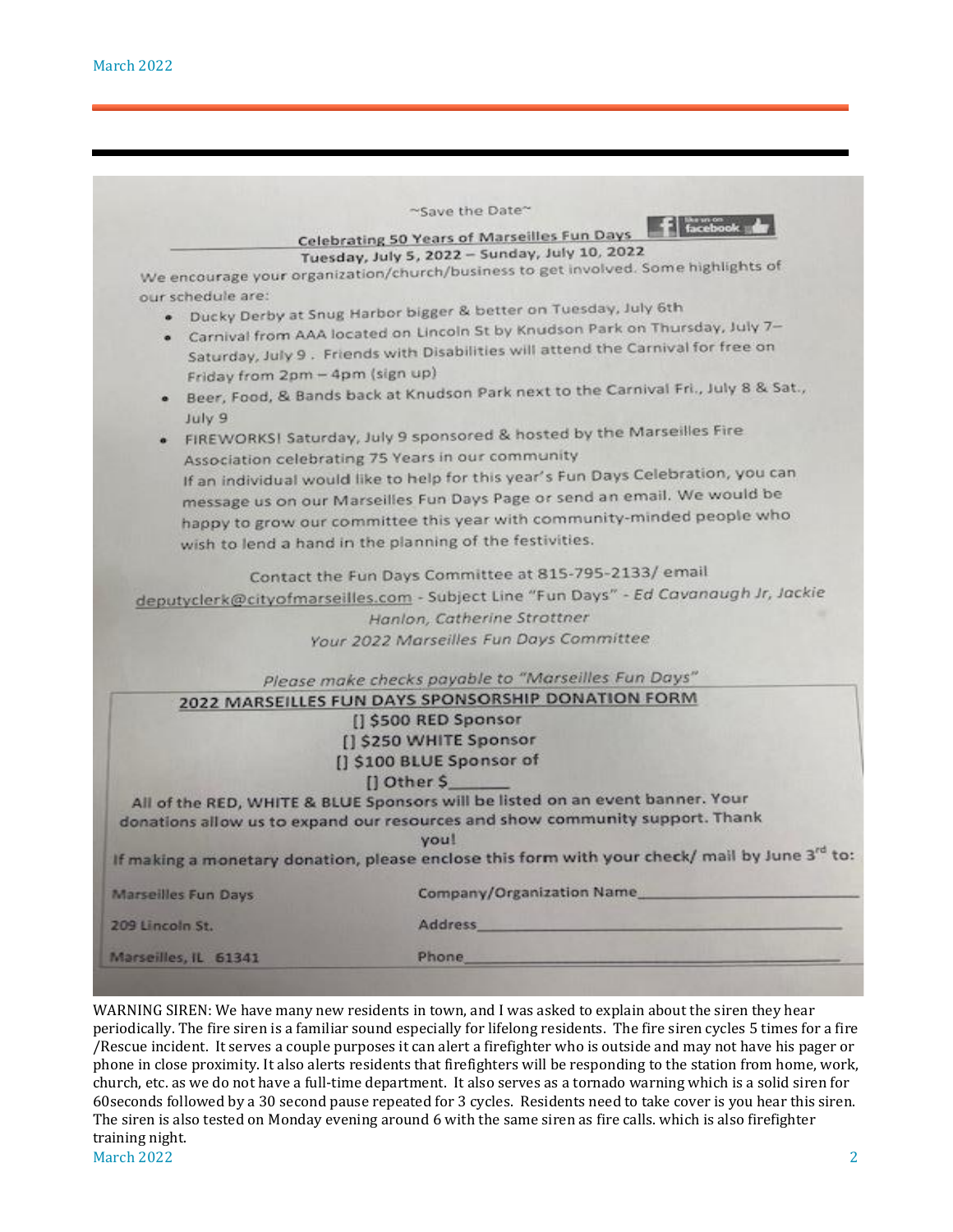~Save the Date~

**Celebrating 50 Years of Marseilles Fun Days**

**Tuesday, July 5, 2022 – Sunday, July 10, 2022**

We encourage your organization/church/business to get involved. Some highlights of our schedule are:

- Ducky Derby at Snug Harbor bigger & better on Tuesday, July 6th
- Carnival from AAA located on Lincoln St by Knudson Park on Thursday, July 7– Saturday, July 9 . Friends with Disabilities will attend the Carnival for free on Friday from 2pm – 4pm (sign up)
- Beer, Food, & Bands back at Knudson Park next to the Carnival Fri., July 8 & Sat., July 9
- FIREWORKS! Saturday, July 9 sponsored & hosted by the Marseilles Fire Association celebrating 75 Years in our community

If an individual would like to help for this year's Fun Days Celebration, you can message us on our Marseilles Fun Days Page or send an email. We would be happy to grow our committee this year with community-minded people who wish to lend a hand in the planning of the festivities.

Contact the Fun Days Committee at 815-795-2133/ email deputyclerk@cityofmarseilles.com - Subject Line "Fun Days" - *Ed Cavanaugh Jr, Jackie Hanlon, Catherine Strottner*

*Your 2022 Marseilles Fun Days Committee*

*Please make checks payable to "Marseilles Fun Days"*

**2022 MARSEILLES FUN DAYS SPONSORSHIP DONATION FORM**

[] $500 RED Sponsor

[] $250 WHITE Sponsor

[] $100 BLUE Sponsor of

[] Other $_______

All of the RED, WHITE & BLUE Sponsors will be listed on an event banner. Your donations allow us to expand our resources and show community support. Thank you!

If making a monetary donation, please enclose this form with your check/ mail by June 3rd to:

| | |
|---|---|
| Marseilles Fun Days | Company/Organization Name_______________ |
| 209 Lincoln St. | Address_______________ |
| Marseilles, IL 61341 | Phone_______________ |

WARNING SIREN: We have many new residents in town, and I was asked to explain about the siren they hear periodically. The fire siren is a familiar sound especially for lifelong residents. The fire siren cycles 5 times for a fire /Rescue incident. It serves a couple purposes it can alert a firefighter who is outside and may not have his pager or phone in close proximity. It also alerts residents that firefighters will be responding to the station from home, work, church, etc. as we do not have a full-time department. It also serves as a tornado warning which is a solid siren for 60seconds followed by a 30 second pause repeated for 3 cycles. Residents need to take cover is you hear this siren. The siren is also tested on Monday evening around 6 with the same siren as fire calls. which is also firefighter training night.